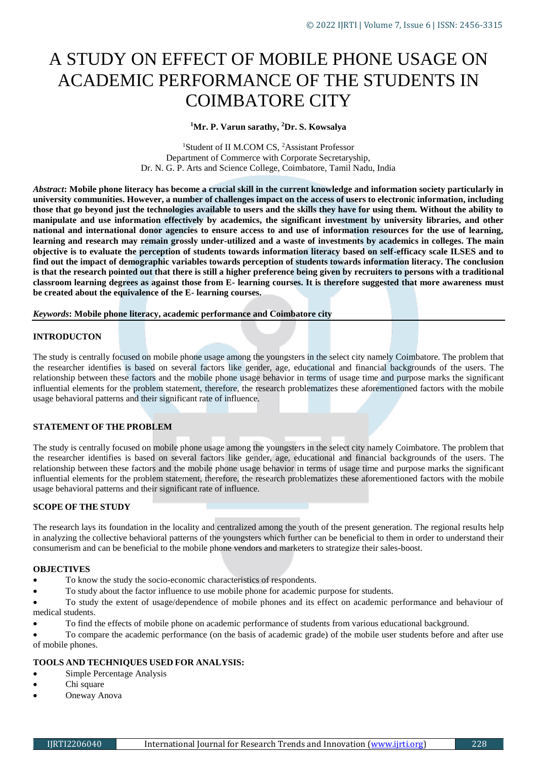# A STUDY ON EFFECT OF MOBILE PHONE USAGE ON ACADEMIC PERFORMANCE OF THE STUDENTS IN COIMBATORE CITY

**[1]Mr. P. Varun sarathy, [2]Dr. S. Kowsalya**

[1]Student of II M.COM CS, [2]Assistant Professor
Department of Commerce with Corporate Secretaryship,
Dr. N. G. P. Arts and Science College, Coimbatore, Tamil Nadu, India

***Abstract*: Mobile phone literacy has become a crucial skill in the current knowledge and information society particularly in university communities. However, a number of challenges impact on the access of users to electronic information, including those that go beyond just the technologies available to users and the skills they have for using them. Without the ability to manipulate and use information effectively by academics, the significant investment by university libraries, and other national and international donor agencies to ensure access to and use of information resources for the use of learning, learning and research may remain grossly under-utilized and a waste of investments by academics in colleges. The main objective is to evaluate the perception of students towards information literacy based on self-efficacy scale ILSES and to find out the impact of demographic variables towards perception of students towards information literacy. The conclusion is that the research pointed out that there is still a higher preference being given by recruiters to persons with a traditional classroom learning degrees as against those from E- learning courses. It is therefore suggested that more awareness must be created about the equivalence of the E- learning courses.**

***Keywords*: Mobile phone literacy, academic performance and Coimbatore city**

## INTRODUCTON

The study is centrally focused on mobile phone usage among the youngsters in the select city namely Coimbatore. The problem that the researcher identifies is based on several factors like gender, age, educational and financial backgrounds of the users. The relationship between these factors and the mobile phone usage behavior in terms of usage time and purpose marks the significant influential elements for the problem statement, therefore, the research problematizes these aforementioned factors with the mobile usage behavioral patterns and their significant rate of influence.

## STATEMENT OF THE PROBLEM

The study is centrally focused on mobile phone usage among the youngsters in the select city namely Coimbatore. The problem that the researcher identifies is based on several factors like gender, age, educational and financial backgrounds of the users. The relationship between these factors and the mobile phone usage behavior in terms of usage time and purpose marks the significant influential elements for the problem statement, therefore, the research problematizes these aforementioned factors with the mobile usage behavioral patterns and their significant rate of influence.

## SCOPE OF THE STUDY

The research lays its foundation in the locality and centralized among the youth of the present generation. The regional results help in analyzing the collective behavioral patterns of the youngsters which further can be beneficial to them in order to understand their consumerism and can be beneficial to the mobile phone vendors and marketers to strategize their sales-boost.

## OBJECTIVES

- To know the study the socio-economic characteristics of respondents.
- To study about the factor influence to use mobile phone for academic purpose for students.
- To study the extent of usage/dependence of mobile phones and its effect on academic performance and behaviour of medical students.
- To find the effects of mobile phone on academic performance of students from various educational background.
- To compare the academic performance (on the basis of academic grade) of the mobile user students before and after use of mobile phones.

## TOOLS AND TECHNIQUES USED FOR ANALYSIS:

- Simple Percentage Analysis
- Chi square
- Oneway Anova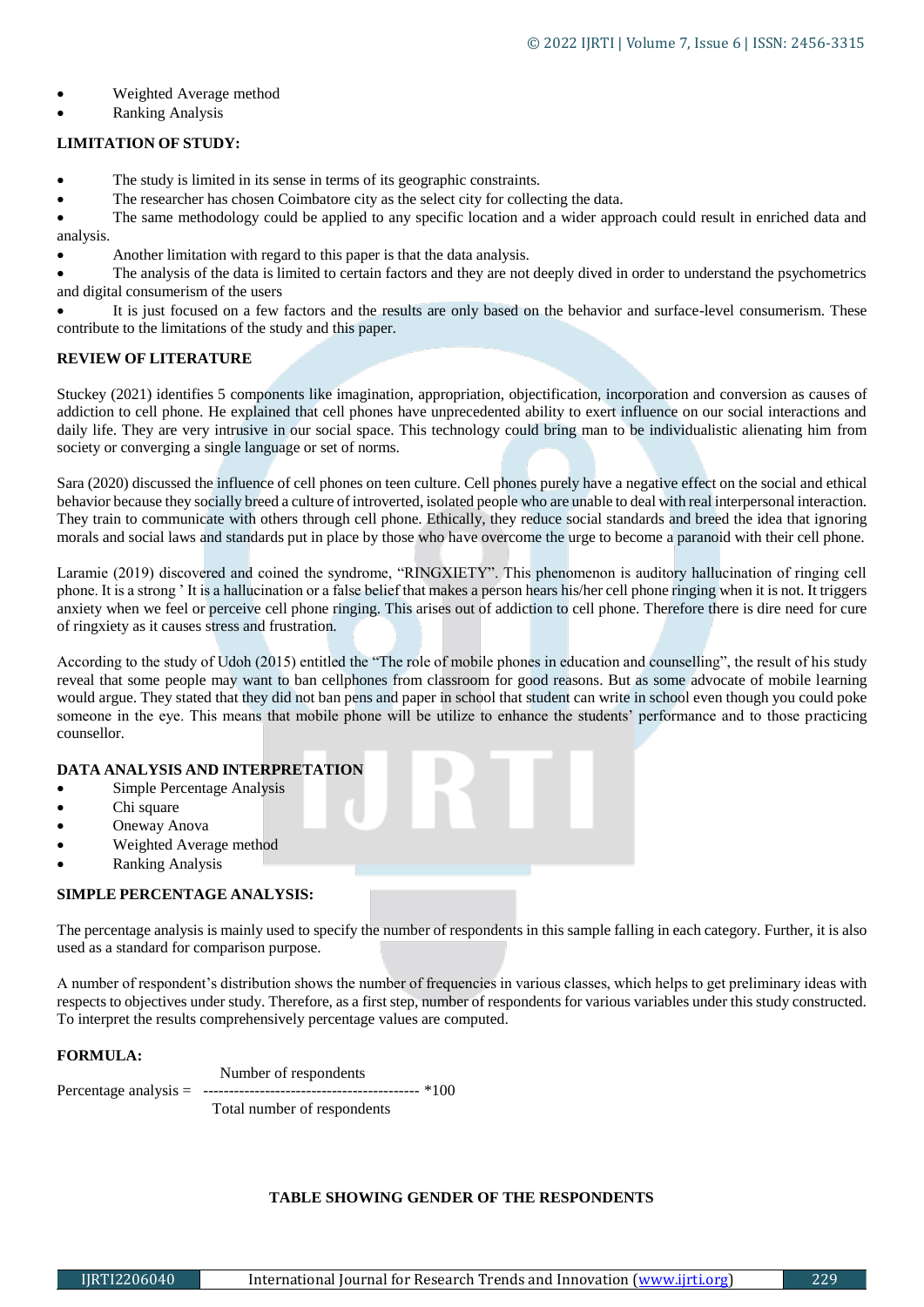- Weighted Average method
- Ranking Analysis

**LIMITATION OF STUDY:**

- The study is limited in its sense in terms of its geographic constraints.
- The researcher has chosen Coimbatore city as the select city for collecting the data.
- The same methodology could be applied to any specific location and a wider approach could result in enriched data and analysis.
- Another limitation with regard to this paper is that the data analysis.
- The analysis of the data is limited to certain factors and they are not deeply dived in order to understand the psychometrics and digital consumerism of the users
- It is just focused on a few factors and the results are only based on the behavior and surface-level consumerism. These contribute to the limitations of the study and this paper.

**REVIEW OF LITERATURE**

Stuckey (2021) identifies 5 components like imagination, appropriation, objectification, incorporation and conversion as causes of addiction to cell phone. He explained that cell phones have unprecedented ability to exert influence on our social interactions and daily life. They are very intrusive in our social space. This technology could bring man to be individualistic alienating him from society or converging a single language or set of norms.

Sara (2020) discussed the influence of cell phones on teen culture. Cell phones purely have a negative effect on the social and ethical behavior because they socially breed a culture of introverted, isolated people who are unable to deal with real interpersonal interaction. They train to communicate with others through cell phone. Ethically, they reduce social standards and breed the idea that ignoring morals and social laws and standards put in place by those who have overcome the urge to become a paranoid with their cell phone.

Laramie (2019) discovered and coined the syndrome, "RINGXIETY". This phenomenon is auditory hallucination of ringing cell phone. It is a strong ' It is a hallucination or a false belief that makes a person hears his/her cell phone ringing when it is not. It triggers anxiety when we feel or perceive cell phone ringing. This arises out of addiction to cell phone. Therefore there is dire need for cure of ringxiety as it causes stress and frustration.

According to the study of Udoh (2015) entitled the "The role of mobile phones in education and counselling", the result of his study reveal that some people may want to ban cellphones from classroom for good reasons. But as some advocate of mobile learning would argue. They stated that they did not ban pens and paper in school that student can write in school even though you could poke someone in the eye. This means that mobile phone will be utilize to enhance the students' performance and to those practicing counsellor.

**DATA ANALYSIS AND INTERPRETATION**

- Simple Percentage Analysis
- Chi square
- Oneway Anova
- Weighted Average method
- Ranking Analysis

**SIMPLE PERCENTAGE ANALYSIS:**

The percentage analysis is mainly used to specify the number of respondents in this sample falling in each category. Further, it is also used as a standard for comparison purpose.

A number of respondent's distribution shows the number of frequencies in various classes, which helps to get preliminary ideas with respects to objectives under study. Therefore, as a first step, number of respondents for various variables under this study constructed. To interpret the results comprehensively percentage values are computed.

**FORMULA:**

$$\text{Percentage analysis} = \frac{\text{Number of respondents}}{\text{Total number of respondents}} * 100$$

**TABLE SHOWING GENDER OF THE RESPONDENTS**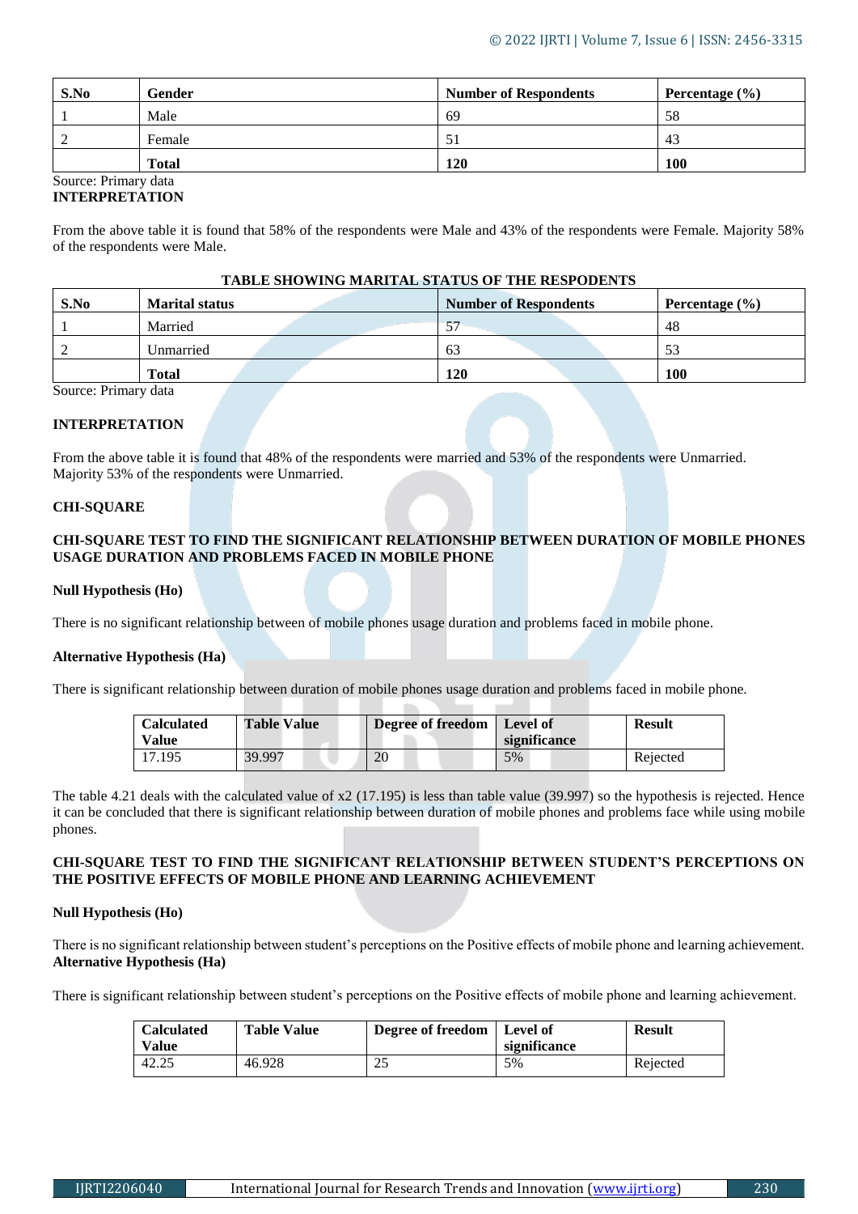| S.No | Gender | Number of Respondents | Percentage (%) |
|---|---|---|---|
| 1 | Male | 69 | 58 |
| 2 | Female | 51 | 43 |
| | **Total** | **120** | **100** |

Source: Primary data

**INTERPRETATION**

From the above table it is found that 58% of the respondents were Male and 43% of the respondents were Female. Majority 58% of the respondents were Male.

**TABLE SHOWING MARITAL STATUS OF THE RESPODENTS**

| S.No | Marital status | Number of Respondents | Percentage (%) |
|---|---|---|---|
| 1 | Married | 57 | 48 |
| 2 | Unmarried | 63 | 53 |
| | **Total** | **120** | **100** |

Source: Primary data

**INTERPRETATION**

From the above table it is found that 48% of the respondents were married and 53% of the respondents were Unmarried. Majority 53% of the respondents were Unmarried.

## CHI-SQUARE

### CHI-SQUARE TEST TO FIND THE SIGNIFICANT RELATIONSHIP BETWEEN DURATION OF MOBILE PHONES USAGE DURATION AND PROBLEMS FACED IN MOBILE PHONE

**Null Hypothesis (Ho)**

There is no significant relationship between of mobile phones usage duration and problems faced in mobile phone.

**Alternative Hypothesis (Ha)**

There is significant relationship between duration of mobile phones usage duration and problems faced in mobile phone.

| Calculated Value | Table Value | Degree of freedom | Level of significance | Result |
|---|---|---|---|---|
| 17.195 | 39.997 | 20 | 5% | Rejected |

The table 4.21 deals with the calculated value of x2 (17.195) is less than table value (39.997) so the hypothesis is rejected. Hence it can be concluded that there is significant relationship between duration of mobile phones and problems face while using mobile phones.

### CHI-SQUARE TEST TO FIND THE SIGNIFICANT RELATIONSHIP BETWEEN STUDENT'S PERCEPTIONS ON THE POSITIVE EFFECTS OF MOBILE PHONE AND LEARNING ACHIEVEMENT

**Null Hypothesis (Ho)**

There is no significant relationship between student's perceptions on the Positive effects of mobile phone and learning achievement.

**Alternative Hypothesis (Ha)**

There is significant relationship between student's perceptions on the Positive effects of mobile phone and learning achievement.

| Calculated Value | Table Value | Degree of freedom | Level of significance | Result |
|---|---|---|---|---|
| 42.25 | 46.928 | 25 | 5% | Rejected |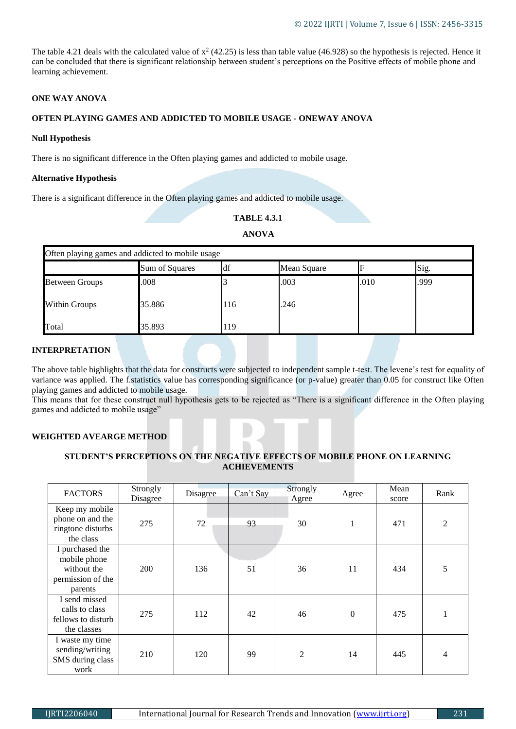The table 4.21 deals with the calculated value of $x^2$ (42.25) is less than table value (46.928) so the hypothesis is rejected. Hence it can be concluded that there is significant relationship between student's perceptions on the Positive effects of mobile phone and learning achievement.

**ONE WAY ANOVA**

**OFTEN PLAYING GAMES AND ADDICTED TO MOBILE USAGE - ONEWAY ANOVA**

**Null Hypothesis**

There is no significant difference in the Often playing games and addicted to mobile usage.

**Alternative Hypothesis**

There is a significant difference in the Often playing games and addicted to mobile usage.

**TABLE 4.3.1**

**ANOVA**

| Often playing games and addicted to mobile usage | | | | | |
|---|---|---|---|---|---|
| | Sum of Squares | df | Mean Square | F | Sig. |
| Between Groups | .008 | 3 | .003 | .010 | .999 |
| Within Groups | 35.886 | 116 | .246 | | |
| Total | 35.893 | 119 | | | |

**INTERPRETATION**

The above table highlights that the data for constructs were subjected to independent sample t-test. The levene's test for equality of variance was applied. The f.statistics value has corresponding significance (or p-value) greater than 0.05 for construct like Often playing games and addicted to mobile usage.
This means that for these construct null hypothesis gets to be rejected as "There is a significant difference in the Often playing games and addicted to mobile usage"

**WEIGHTED AVEARGE METHOD**

**STUDENT'S PERCEPTIONS ON THE NEGATIVE EFFECTS OF MOBILE PHONE ON LEARNING ACHIEVEMENTS**

| FACTORS | Strongly Disagree | Disagree | Can't Say | Strongly Agree | Agree | Mean score | Rank |
|---|---|---|---|---|---|---|---|
| Keep my mobile phone on and the ringtone disturbs the class | 275 | 72 | 93 | 30 | 1 | 471 | 2 |
| I purchased the mobile phone without the permission of the parents | 200 | 136 | 51 | 36 | 11 | 434 | 5 |
| I send missed calls to class fellows to disturb the classes | 275 | 112 | 42 | 46 | 0 | 475 | 1 |
| I waste my time sending/writing SMS during class work | 210 | 120 | 99 | 2 | 14 | 445 | 4 |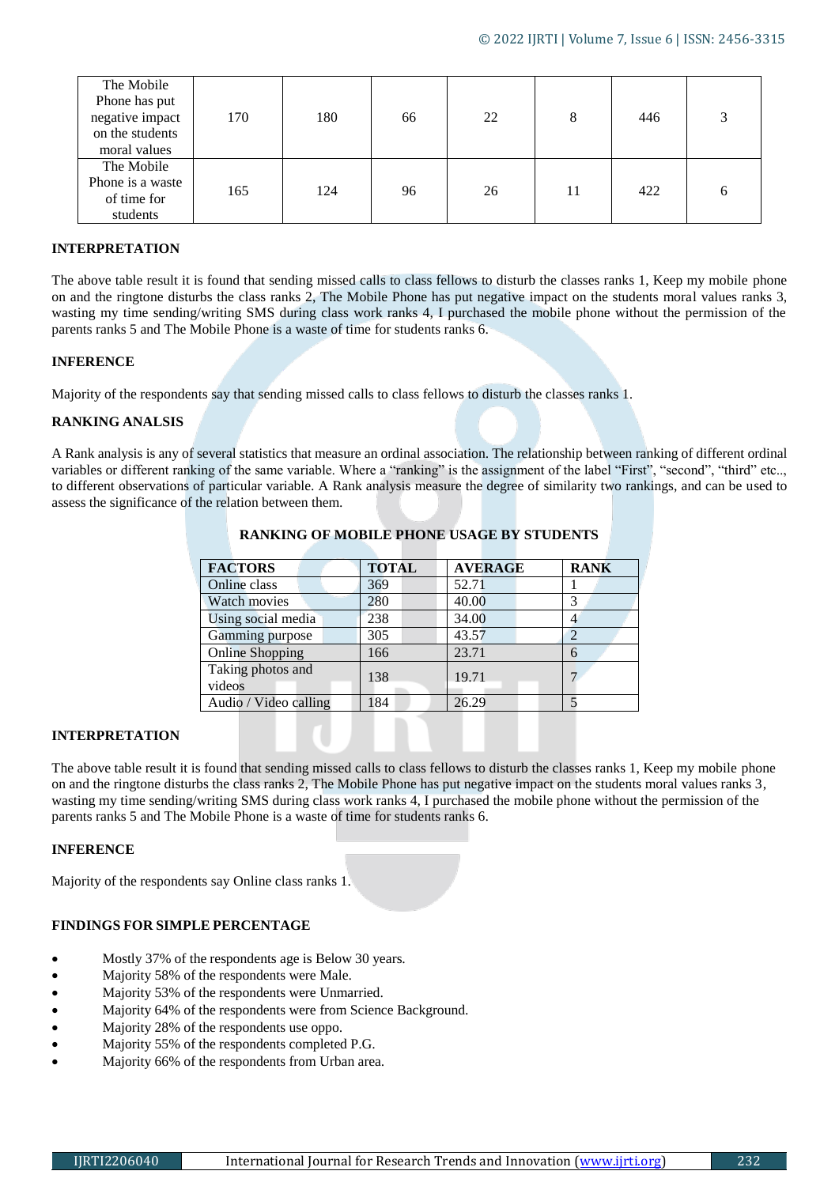| The Mobile Phone has put negative impact on the students moral values | 170 | 180 | 66 | 22 | 8 | 446 | 3 |
|---|---|---|---|---|---|---|---|
| The Mobile Phone is a waste of time for students | 165 | 124 | 96 | 26 | 11 | 422 | 6 |

**INTERPRETATION**

The above table result it is found that sending missed calls to class fellows to disturb the classes ranks 1, Keep my mobile phone on and the ringtone disturbs the class ranks 2, The Mobile Phone has put negative impact on the students moral values ranks 3, wasting my time sending/writing SMS during class work ranks 4, I purchased the mobile phone without the permission of the parents ranks 5 and The Mobile Phone is a waste of time for students ranks 6.

**INFERENCE**

Majority of the respondents say that sending missed calls to class fellows to disturb the classes ranks 1.

**RANKING ANALSIS**

A Rank analysis is any of several statistics that measure an ordinal association. The relationship between ranking of different ordinal variables or different ranking of the same variable. Where a "ranking" is the assignment of the label "First", "second", "third" etc.., to different observations of particular variable. A Rank analysis measure the degree of similarity two rankings, and can be used to assess the significance of the relation between them.

**RANKING OF MOBILE PHONE USAGE BY STUDENTS**

| FACTORS | TOTAL | AVERAGE | RANK |
|---|---|---|---|
| Online class | 369 | 52.71 | 1 |
| Watch movies | 280 | 40.00 | 3 |
| Using social media | 238 | 34.00 | 4 |
| Gamming purpose | 305 | 43.57 | 2 |
| Online Shopping | 166 | 23.71 | 6 |
| Taking photos and videos | 138 | 19.71 | 7 |
| Audio / Video calling | 184 | 26.29 | 5 |

**INTERPRETATION**

The above table result it is found that sending missed calls to class fellows to disturb the classes ranks 1, Keep my mobile phone on and the ringtone disturbs the class ranks 2, The Mobile Phone has put negative impact on the students moral values ranks 3, wasting my time sending/writing SMS during class work ranks 4, I purchased the mobile phone without the permission of the parents ranks 5 and The Mobile Phone is a waste of time for students ranks 6.

**INFERENCE**

Majority of the respondents say Online class ranks 1.

**FINDINGS FOR SIMPLE PERCENTAGE**

- Mostly 37% of the respondents age is Below 30 years.
- Majority 58% of the respondents were Male.
- Majority 53% of the respondents were Unmarried.
- Majority 64% of the respondents were from Science Background.
- Majority 28% of the respondents use oppo.
- Majority 55% of the respondents completed P.G.
- Majority 66% of the respondents from Urban area.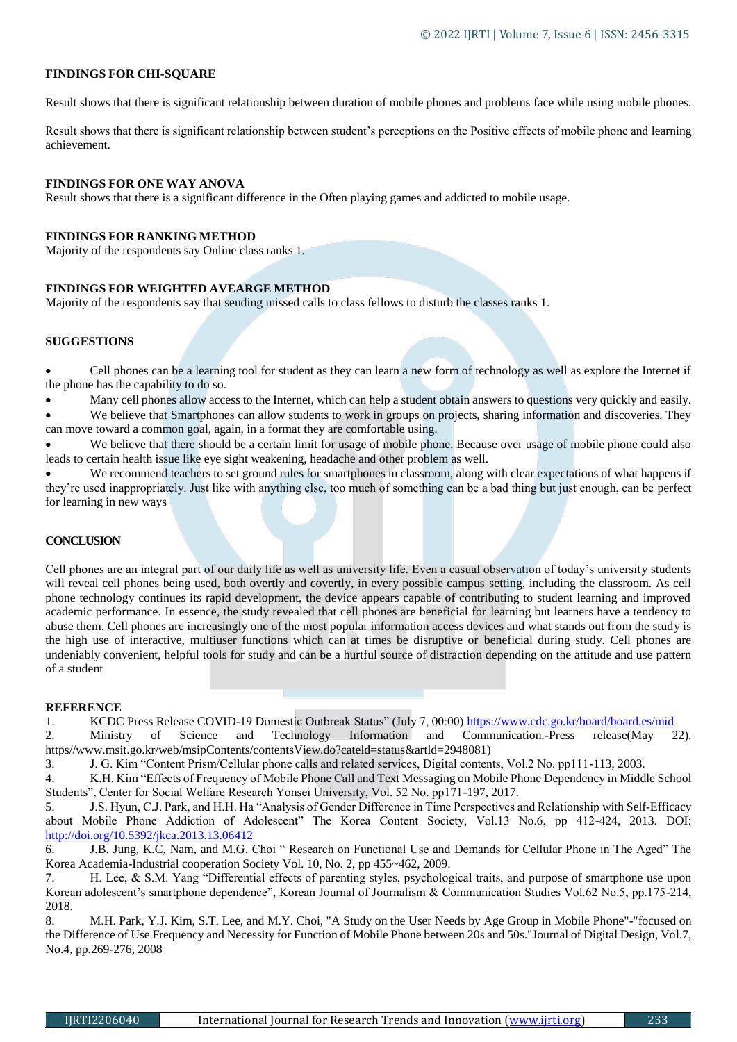### FINDINGS FOR CHI-SQUARE

Result shows that there is significant relationship between duration of mobile phones and problems face while using mobile phones.

Result shows that there is significant relationship between student's perceptions on the Positive effects of mobile phone and learning achievement.

### FINDINGS FOR ONE WAY ANOVA

Result shows that there is a significant difference in the Often playing games and addicted to mobile usage.

### FINDINGS FOR RANKING METHOD

Majority of the respondents say Online class ranks 1.

### FINDINGS FOR WEIGHTED AVEARGE METHOD

Majority of the respondents say that sending missed calls to class fellows to disturb the classes ranks 1.

### SUGGESTIONS

- Cell phones can be a learning tool for student as they can learn a new form of technology as well as explore the Internet if the phone has the capability to do so.
- Many cell phones allow access to the Internet, which can help a student obtain answers to questions very quickly and easily.
- We believe that Smartphones can allow students to work in groups on projects, sharing information and discoveries. They can move toward a common goal, again, in a format they are comfortable using.
- We believe that there should be a certain limit for usage of mobile phone. Because over usage of mobile phone could also leads to certain health issue like eye sight weakening, headache and other problem as well.
- We recommend teachers to set ground rules for smartphones in classroom, along with clear expectations of what happens if they're used inappropriately. Just like with anything else, too much of something can be a bad thing but just enough, can be perfect for learning in new ways

### CONCLUSION

Cell phones are an integral part of our daily life as well as university life. Even a casual observation of today's university students will reveal cell phones being used, both overtly and covertly, in every possible campus setting, including the classroom. As cell phone technology continues its rapid development, the device appears capable of contributing to student learning and improved academic performance. In essence, the study revealed that cell phones are beneficial for learning but learners have a tendency to abuse them. Cell phones are increasingly one of the most popular information access devices and what stands out from the study is the high use of interactive, multiuser functions which can at times be disruptive or beneficial during study. Cell phones are undeniably convenient, helpful tools for study and can be a hurtful source of distraction depending on the attitude and use pattern of a student

### REFERENCE

1. KCDC Press Release COVID-19 Domestic Outbreak Status" (July 7, 00:00) https://www.cdc.go.kr/board/board.es/mid
2. Ministry of Science and Technology Information and Communication.-Press release(May 22). https//www.msit.go.kr/web/msipContents/contentsView.do?cateld=status&artld=2948081)
3. J. G. Kim "Content Prism/Cellular phone calls and related services, Digital contents, Vol.2 No. pp111-113, 2003.
4. K.H. Kim "Effects of Frequency of Mobile Phone Call and Text Messaging on Mobile Phone Dependency in Middle School Students", Center for Social Welfare Research Yonsei University, Vol. 52 No. pp171-197, 2017.
5. J.S. Hyun, C.J. Park, and H.H. Ha "Analysis of Gender Difference in Time Perspectives and Relationship with Self-Efficacy about Mobile Phone Addiction of Adolescent" The Korea Content Society, Vol.13 No.6, pp 412-424, 2013. DOI: http://doi.org/10.5392/jkca.2013.13.06412
6. J.B. Jung, K.C, Nam, and M.G. Choi " Research on Functional Use and Demands for Cellular Phone in The Aged" The Korea Academia-Industrial cooperation Society Vol. 10, No. 2, pp 455~462, 2009.
7. H. Lee, & S.M. Yang "Differential effects of parenting styles, psychological traits, and purpose of smartphone use upon Korean adolescent's smartphone dependence", Korean Journal of Journalism & Communication Studies Vol.62 No.5, pp.175-214, 2018.
8. M.H. Park, Y.J. Kim, S.T. Lee, and M.Y. Choi, "A Study on the User Needs by Age Group in Mobile Phone"-"focused on the Difference of Use Frequency and Necessity for Function of Mobile Phone between 20s and 50s."Journal of Digital Design, Vol.7, No.4, pp.269-276, 2008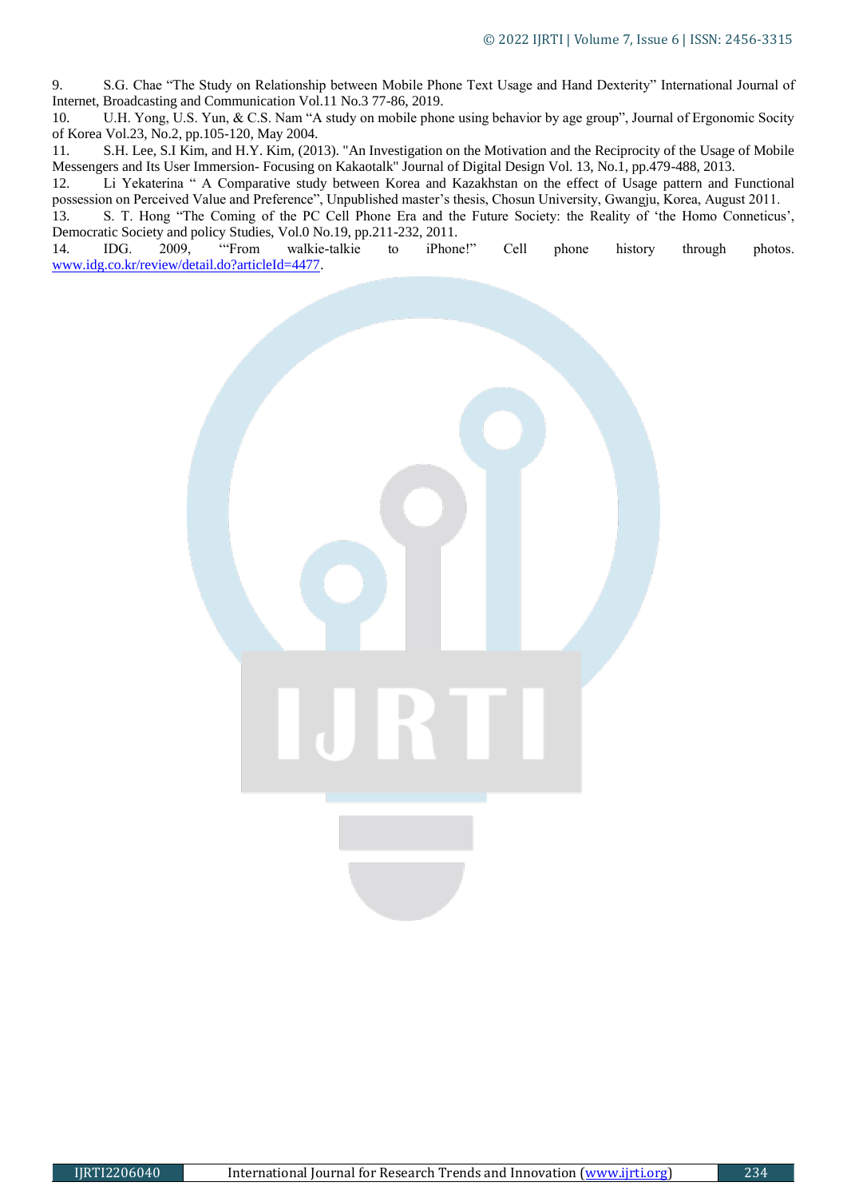9. S.G. Chae "The Study on Relationship between Mobile Phone Text Usage and Hand Dexterity" International Journal of Internet, Broadcasting and Communication Vol.11 No.3 77-86, 2019.
10. U.H. Yong, U.S. Yun, & C.S. Nam "A study on mobile phone using behavior by age group", Journal of Ergonomic Socity of Korea Vol.23, No.2, pp.105-120, May 2004.
11. S.H. Lee, S.I Kim, and H.Y. Kim, (2013). "An Investigation on the Motivation and the Reciprocity of the Usage of Mobile Messengers and Its User Immersion- Focusing on Kakaotalk" Journal of Digital Design Vol. 13, No.1, pp.479-488, 2013.
12. Li Yekaterina " A Comparative study between Korea and Kazakhstan on the effect of Usage pattern and Functional possession on Perceived Value and Preference", Unpublished master's thesis, Chosun University, Gwangju, Korea, August 2011.
13. S. T. Hong "The Coming of the PC Cell Phone Era and the Future Society: the Reality of 'the Homo Conneticus', Democratic Society and policy Studies, Vol.0 No.19, pp.211-232, 2011.
14. IDG. 2009, '"From walkie-talkie to iPhone!" Cell phone history through photos. www.idg.co.kr/review/detail.do?articleId=4477.